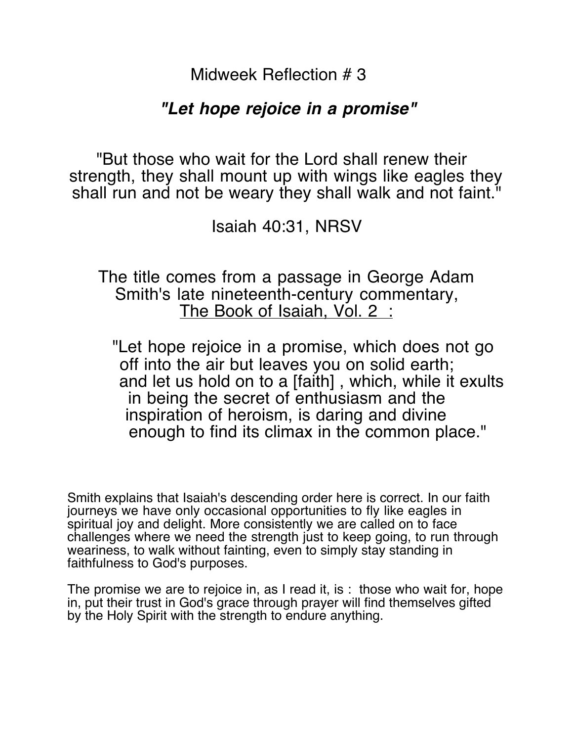# Midweek Reflection # 3

## ***"Let hope rejoice in a promise"***

"But those who wait for the Lord shall renew their strength, they shall mount up with wings like eagles they shall run and not be weary they shall walk and not faint."

Isaiah 40:31, NRSV

The title comes from a passage in George Adam Smith's late nineteenth-century commentary, <u>The Book of Isaiah, Vol. 2 :</u>

> "Let hope rejoice in a promise, which does not go off into the air but leaves you on solid earth; and let us hold on to a [faith] , which, while it exults in being the secret of enthusiasm and the inspiration of heroism, is daring and divine enough to find its climax in the common place."

Smith explains that Isaiah's descending order here is correct. In our faith journeys we have only occasional opportunities to fly like eagles in spiritual joy and delight. More consistently we are called on to face challenges where we need the strength just to keep going, to run through weariness, to walk without fainting, even to simply stay standing in faithfulness to God's purposes.

The promise we are to rejoice in, as I read it, is : those who wait for, hope in, put their trust in God's grace through prayer will find themselves gifted by the Holy Spirit with the strength to endure anything.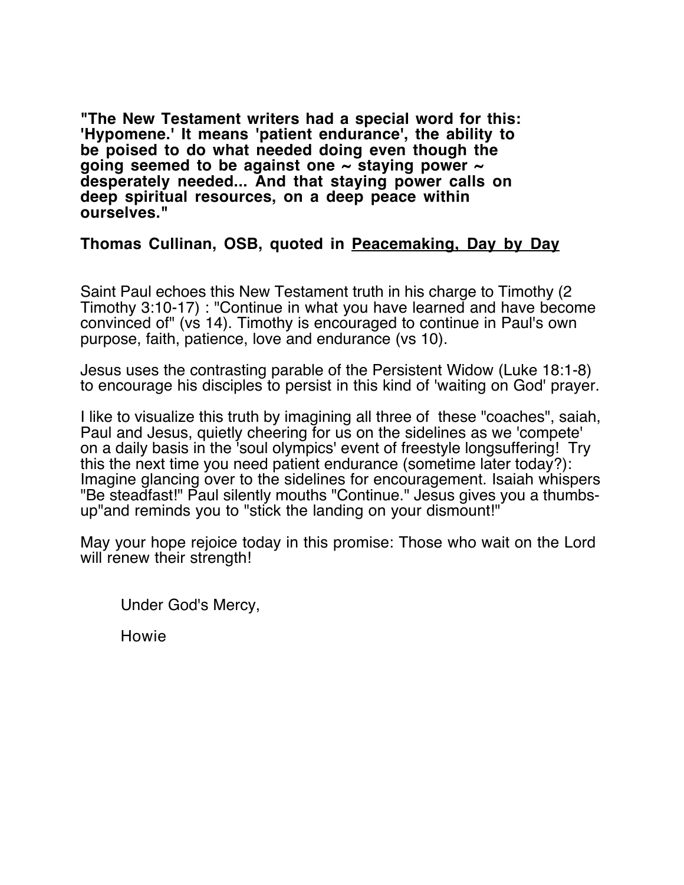**"The New Testament writers had a special word for this: 'Hypomene.' It means 'patient endurance', the ability to be poised to do what needed doing even though the going seemed to be against one ~ staying power ~ desperately needed... And that staying power calls on deep spiritual resources, on a deep peace within ourselves."**

**Thomas Cullinan, OSB, quoted in Peacemaking, Day by Day**

Saint Paul echoes this New Testament truth in his charge to Timothy (2 Timothy 3:10-17) : "Continue in what you have learned and have become convinced of" (vs 14). Timothy is encouraged to continue in Paul's own purpose, faith, patience, love and endurance (vs 10).

Jesus uses the contrasting parable of the Persistent Widow (Luke 18:1-8) to encourage his disciples to persist in this kind of 'waiting on God' prayer.

I like to visualize this truth by imagining all three of  these "coaches", saiah, Paul and Jesus, quietly cheering for us on the sidelines as we 'compete' on a daily basis in the 'soul olympics' event of freestyle longsuffering!  Try this the next time you need patient endurance (sometime later today?): Imagine glancing over to the sidelines for encouragement. Isaiah whispers "Be steadfast!" Paul silently mouths "Continue." Jesus gives you a thumbs-up"and reminds you to "stick the landing on your dismount!"

May your hope rejoice today in this promise: Those who wait on the Lord will renew their strength!

Under God's Mercy,

Howie